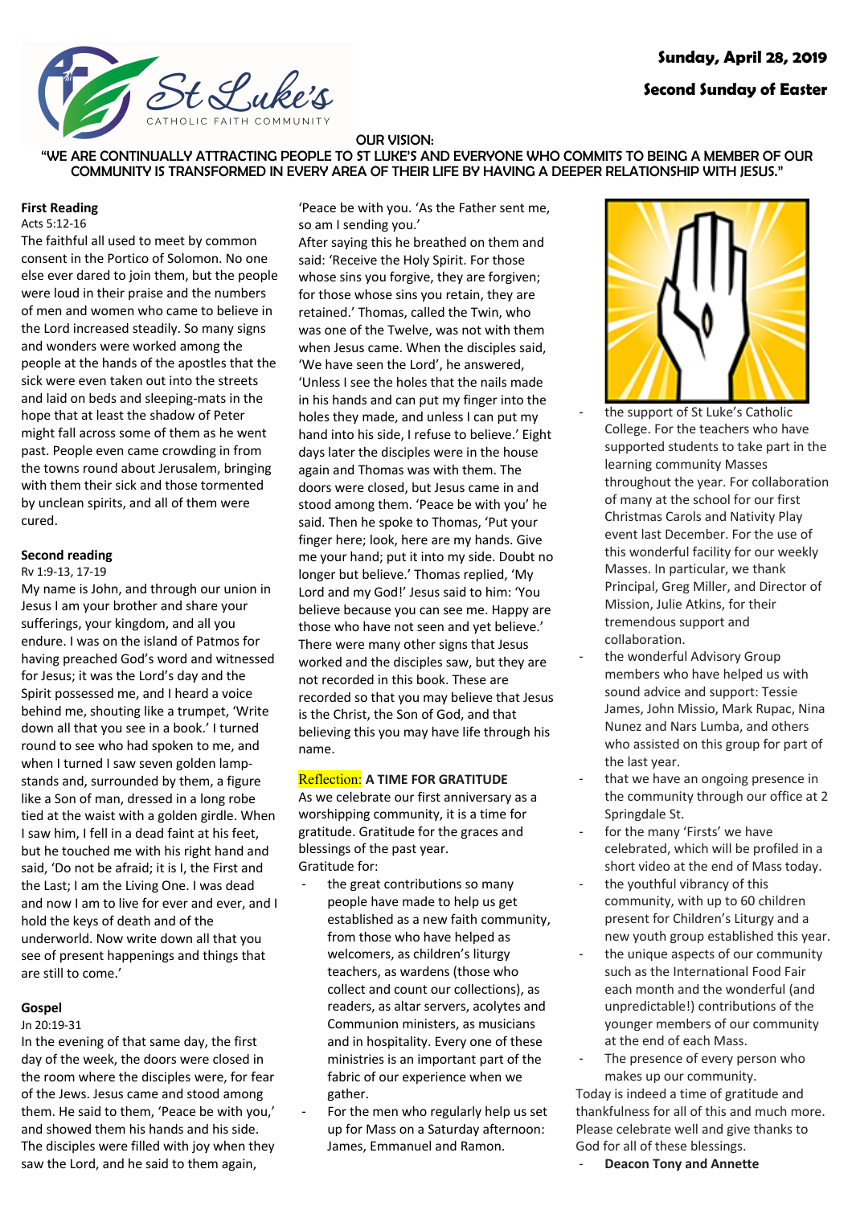**Sunday, April 28, 2019**

**Second Sunday of Easter**

St Luke's
CATHOLIC FAITH COMMUNITY

OUR VISION:
"WE ARE CONTINUALLY ATTRACTING PEOPLE TO ST LUKE'S AND EVERYONE WHO COMMITS TO BEING A MEMBER OF OUR COMMUNITY IS TRANSFORMED IN EVERY AREA OF THEIR LIFE BY HAVING A DEEPER RELATIONSHIP WITH JESUS."

**First Reading**
Acts 5:12-16

The faithful all used to meet by common consent in the Portico of Solomon. No one else ever dared to join them, but the people were loud in their praise and the numbers of men and women who came to believe in the Lord increased steadily. So many signs and wonders were worked among the people at the hands of the apostles that the sick were even taken out into the streets and laid on beds and sleeping-mats in the hope that at least the shadow of Peter might fall across some of them as he went past. People even came crowding in from the towns round about Jerusalem, bringing with them their sick and those tormented by unclean spirits, and all of them were cured.

**Second reading**
Rv 1:9-13, 17-19

My name is John, and through our union in Jesus I am your brother and share your sufferings, your kingdom, and all you endure. I was on the island of Patmos for having preached God's word and witnessed for Jesus; it was the Lord's day and the Spirit possessed me, and I heard a voice behind me, shouting like a trumpet, 'Write down all that you see in a book.' I turned round to see who had spoken to me, and when I turned I saw seven golden lamp-stands and, surrounded by them, a figure like a Son of man, dressed in a long robe tied at the waist with a golden girdle. When I saw him, I fell in a dead faint at his feet, but he touched me with his right hand and said, 'Do not be afraid; it is I, the First and the Last; I am the Living One. I was dead and now I am to live for ever and ever, and I hold the keys of death and of the underworld. Now write down all that you see of present happenings and things that are still to come.'

**Gospel**
Jn 20:19-31

In the evening of that same day, the first day of the week, the doors were closed in the room where the disciples were, for fear of the Jews. Jesus came and stood among them. He said to them, 'Peace be with you,' and showed them his hands and his side. The disciples were filled with joy when they saw the Lord, and he said to them again, 'Peace be with you. 'As the Father sent me, so am I sending you.'
After saying this he breathed on them and said: 'Receive the Holy Spirit. For those whose sins you forgive, they are forgiven; for those whose sins you retain, they are retained.' Thomas, called the Twin, who was one of the Twelve, was not with them when Jesus came. When the disciples said, 'We have seen the Lord', he answered, 'Unless I see the holes that the nails made in his hands and can put my finger into the holes they made, and unless I can put my hand into his side, I refuse to believe.' Eight days later the disciples were in the house again and Thomas was with them. The doors were closed, but Jesus came in and stood among them. 'Peace be with you' he said. Then he spoke to Thomas, 'Put your finger here; look, here are my hands. Give me your hand; put it into my side. Doubt no longer but believe.' Thomas replied, 'My Lord and my God!' Jesus said to him: 'You believe because you can see me. Happy are those who have not seen and yet believe.' There were many other signs that Jesus worked and the disciples saw, but they are not recorded in this book. These are recorded so that you may believe that Jesus is the Christ, the Son of God, and that believing this you may have life through his name.

Reflection: **A TIME FOR GRATITUDE**

As we celebrate our first anniversary as a worshipping community, it is a time for gratitude. Gratitude for the graces and blessings of the past year.
Gratitude for:

- the great contributions so many people have made to help us get established as a new faith community, from those who have helped as welcomers, as children's liturgy teachers, as wardens (those who collect and count our collections), as readers, as altar servers, acolytes and Communion ministers, as musicians and in hospitality. Every one of these ministries is an important part of the fabric of our experience when we gather.
- For the men who regularly help us set up for Mass on a Saturday afternoon: James, Emmanuel and Ramon.
- the support of St Luke's Catholic College. For the teachers who have supported students to take part in the learning community Masses throughout the year. For collaboration of many at the school for our first Christmas Carols and Nativity Play event last December. For the use of this wonderful facility for our weekly Masses. In particular, we thank Principal, Greg Miller, and Director of Mission, Julie Atkins, for their tremendous support and collaboration.
- the wonderful Advisory Group members who have helped us with sound advice and support: Tessie James, John Missio, Mark Rupac, Nina Nunez and Nars Lumba, and others who assisted on this group for part of the last year.
- that we have an ongoing presence in the community through our office at 2 Springdale St.
- for the many 'Firsts' we have celebrated, which will be profiled in a short video at the end of Mass today.
- the youthful vibrancy of this community, with up to 60 children present for Children's Liturgy and a new youth group established this year.
- the unique aspects of our community such as the International Food Fair each month and the wonderful (and unpredictable!) contributions of the younger members of our community at the end of each Mass.
- The presence of every person who makes up our community.

Today is indeed a time of gratitude and thankfulness for all of this and much more. Please celebrate well and give thanks to God for all of these blessings.

- **Deacon Tony and Annette**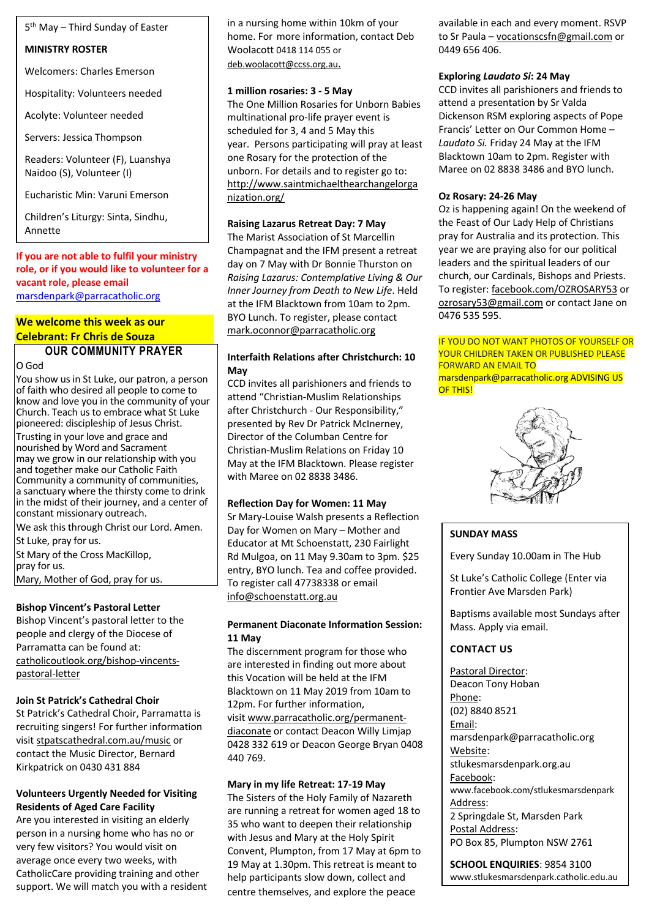5th May – Third Sunday of Easter

**MINISTRY ROSTER**

Welcomers: Charles Emerson

Hospitality: Volunteers needed

Acolyte: Volunteer needed

Servers: Jessica Thompson

Readers: Volunteer (F), Luanshya Naidoo (S), Volunteer (I)

Eucharistic Min: Varuni Emerson

Children's Liturgy: Sinta, Sindhu, Annette

**If you are not able to fulfil your ministry role, or if you would like to volunteer for a vacant role, please email** marsdenpark@parracatholic.org

**We welcome this week as our Celebrant: Fr Chris de Souza**

## OUR COMMUNITY PRAYER

O God

You show us in St Luke, our patron, a person of faith who desired all people to come to know and love you in the community of your Church. Teach us to embrace what St Luke pioneered: discipleship of Jesus Christ.

Trusting in your love and grace and nourished by Word and Sacrament may we grow in our relationship with you and together make our Catholic Faith Community a community of communities, a sanctuary where the thirsty come to drink in the midst of their journey, and a center of constant missionary outreach.

We ask this through Christ our Lord. Amen.

St Luke, pray for us.

St Mary of the Cross MacKillop, pray for us.

Mary, Mother of God, pray for us.

**Bishop Vincent's Pastoral Letter**
Bishop Vincent's pastoral letter to the people and clergy of the Diocese of Parramatta can be found at: catholicoutlook.org/bishop-vincents-pastoral-letter

**Join St Patrick's Cathedral Choir**
St Patrick's Cathedral Choir, Parramatta is recruiting singers! For further information visit stpatscathedral.com.au/music or contact the Music Director, Bernard Kirkpatrick on 0430 431 884

**Volunteers Urgently Needed for Visiting Residents of Aged Care Facility**
Are you interested in visiting an elderly person in a nursing home who has no or very few visitors? You would visit on average once every two weeks, with CatholicCare providing training and other support. We will match you with a resident in a nursing home within 10km of your home. For more information, contact Deb Woolacott 0418 114 055 or deb.woolacott@ccss.org.au.

**1 million rosaries: 3 - 5 May**
The One Million Rosaries for Unborn Babies multinational pro-life prayer event is scheduled for 3, 4 and 5 May this year. Persons participating will pray at least one Rosary for the protection of the unborn. For details and to register go to: http://www.saintmichaelthearchangelorganization.org/

**Raising Lazarus Retreat Day: 7 May**
The Marist Association of St Marcellin Champagnat and the IFM present a retreat day on 7 May with Dr Bonnie Thurston on *Raising Lazarus: Contemplative Living & Our Inner Journey from Death to New Life*. Held at the IFM Blacktown from 10am to 2pm. BYO Lunch. To register, please contact mark.oconnor@parracatholic.org

**Interfaith Relations after Christchurch: 10 May**
CCD invites all parishioners and friends to attend "Christian-Muslim Relationships after Christchurch - Our Responsibility," presented by Rev Dr Patrick McInerney, Director of the Columban Centre for Christian-Muslim Relations on Friday 10 May at the IFM Blacktown. Please register with Maree on 02 8838 3486.

**Reflection Day for Women: 11 May**
Sr Mary-Louise Walsh presents a Reflection Day for Women on Mary – Mother and Educator at Mt Schoenstatt, 230 Fairlight Rd Mulgoa, on 11 May 9.30am to 3pm. $25 entry, BYO lunch. Tea and coffee provided. To register call 47738338 or email info@schoenstatt.org.au

**Permanent Diaconate Information Session: 11 May**
The discernment program for those who are interested in finding out more about this Vocation will be held at the IFM Blacktown on 11 May 2019 from 10am to 12pm. For further information, visit www.parracatholic.org/permanent-diaconate or contact Deacon Willy Limjap 0428 332 619 or Deacon George Bryan 0408 440 769.

**Mary in my life Retreat: 17-19 May**
The Sisters of the Holy Family of Nazareth are running a retreat for women aged 18 to 35 who want to deepen their relationship with Jesus and Mary at the Holy Spirit Convent, Plumpton, from 17 May at 6pm to 19 May at 1.30pm. This retreat is meant to help participants slow down, collect and centre themselves, and explore the peace available in each and every moment. RSVP to Sr Paula – vocationscsfn@gmail.com or 0449 656 406.

**Exploring *Laudato Si*: 24 May**
CCD invites all parishioners and friends to attend a presentation by Sr Valda Dickenson RSM exploring aspects of Pope Francis' Letter on Our Common Home – *Laudato Si.* Friday 24 May at the IFM Blacktown 10am to 2pm. Register with Maree on 02 8838 3486 and BYO lunch.

**Oz Rosary: 24-26 May**
Oz is happening again! On the weekend of the Feast of Our Lady Help of Christians pray for Australia and its protection. This year we are praying also for our political leaders and the spiritual leaders of our church, our Cardinals, Bishops and Priests. To register: facebook.com/OZROSARY53 or ozrosary53@gmail.com or contact Jane on 0476 535 595.

IF YOU DO NOT WANT PHOTOS OF YOURSELF OR YOUR CHILDREN TAKEN OR PUBLISHED PLEASE FORWARD AN EMAIL TO marsdenpark@parracatholic.org ADVISING US OF THIS!

**SUNDAY MASS**

Every Sunday 10.00am in The Hub

St Luke's Catholic College (Enter via Frontier Ave Marsden Park)

Baptisms available most Sundays after Mass. Apply via email.

**CONTACT US**

Pastoral Director:
Deacon Tony Hoban
Phone:
(02) 8840 8521
Email:
marsdenpark@parracatholic.org
Website:
stlukesmarsdenpark.org.au
Facebook:
www.facebook.com/stlukesmarsdenpark
Address:
2 Springdale St, Marsden Park
Postal Address:
PO Box 85, Plumpton NSW 2761

**SCHOOL ENQUIRIES**: 9854 3100
www.stlukesmarsdenpark.catholic.edu.au